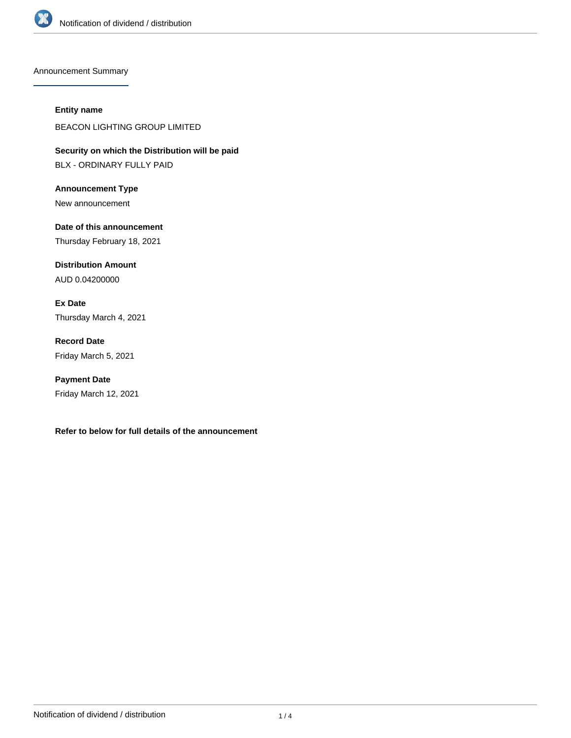## Announcement Summary

**Entity name**

BEACON LIGHTING GROUP LIMITED

**Security on which the Distribution will be paid**

BLX - ORDINARY FULLY PAID

**Announcement Type**

New announcement

**Date of this announcement**

Thursday February 18, 2021

**Distribution Amount**

AUD 0.04200000

**Ex Date**

Thursday March 4, 2021

**Record Date**

Friday March 5, 2021

**Payment Date**

Friday March 12, 2021

**Refer to below for full details of the announcement**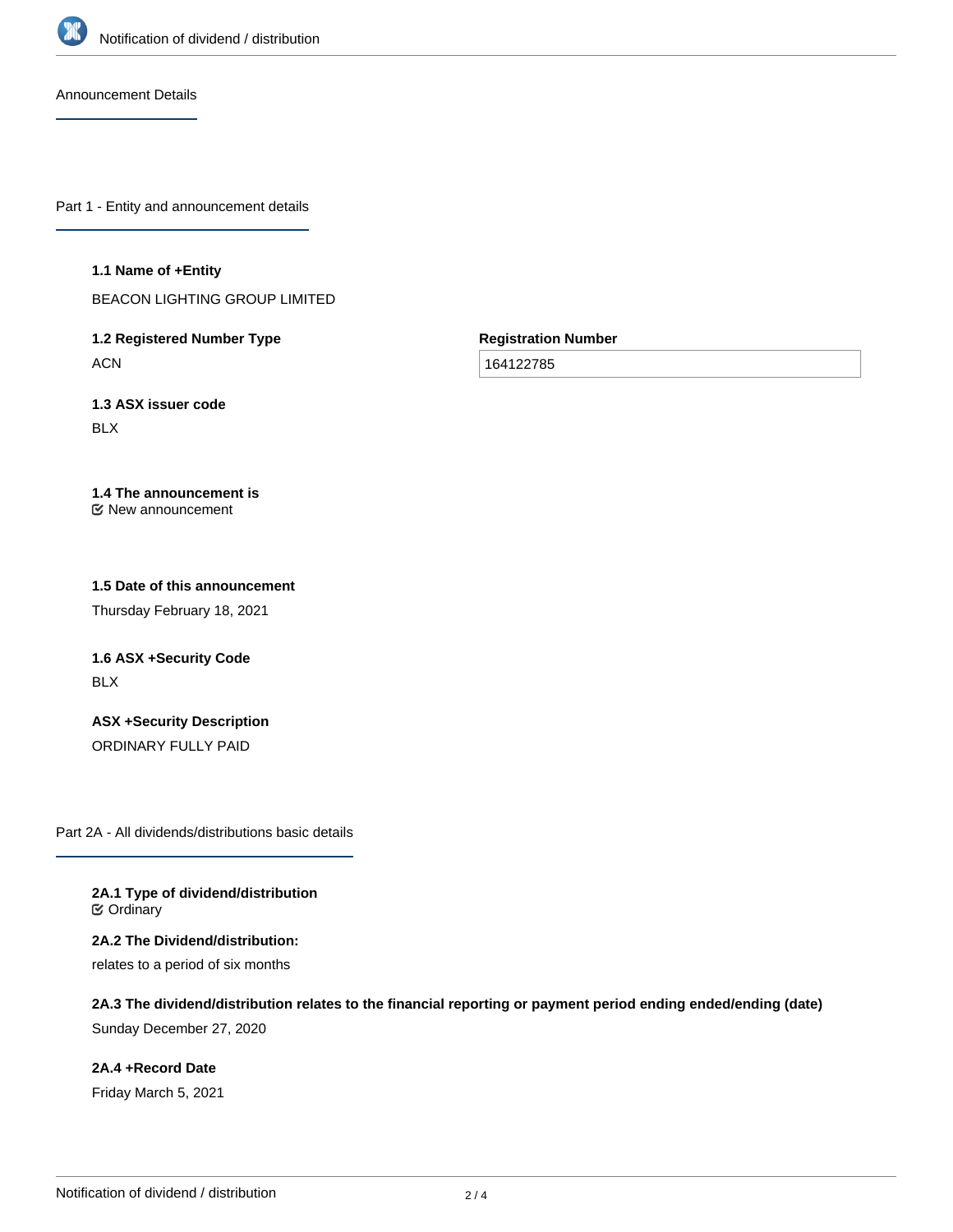## Announcement Details

### Part 1 - Entity and announcement details

**1.1 Name of +Entity**

BEACON LIGHTING GROUP LIMITED

**1.2 Registered Number Type**

ACN

**Registration Number**

164122785

**1.3 ASX issuer code**

BLX

**1.4 The announcement is**

☑ New announcement

**1.5 Date of this announcement**

Thursday February 18, 2021

**1.6 ASX +Security Code**

BLX

**ASX +Security Description**

ORDINARY FULLY PAID

### Part 2A - All dividends/distributions basic details

**2A.1 Type of dividend/distribution**

☑ Ordinary

**2A.2 The Dividend/distribution:**

relates to a period of six months

**2A.3 The dividend/distribution relates to the financial reporting or payment period ending ended/ending (date)**

Sunday December 27, 2020

**2A.4 +Record Date**

Friday March 5, 2021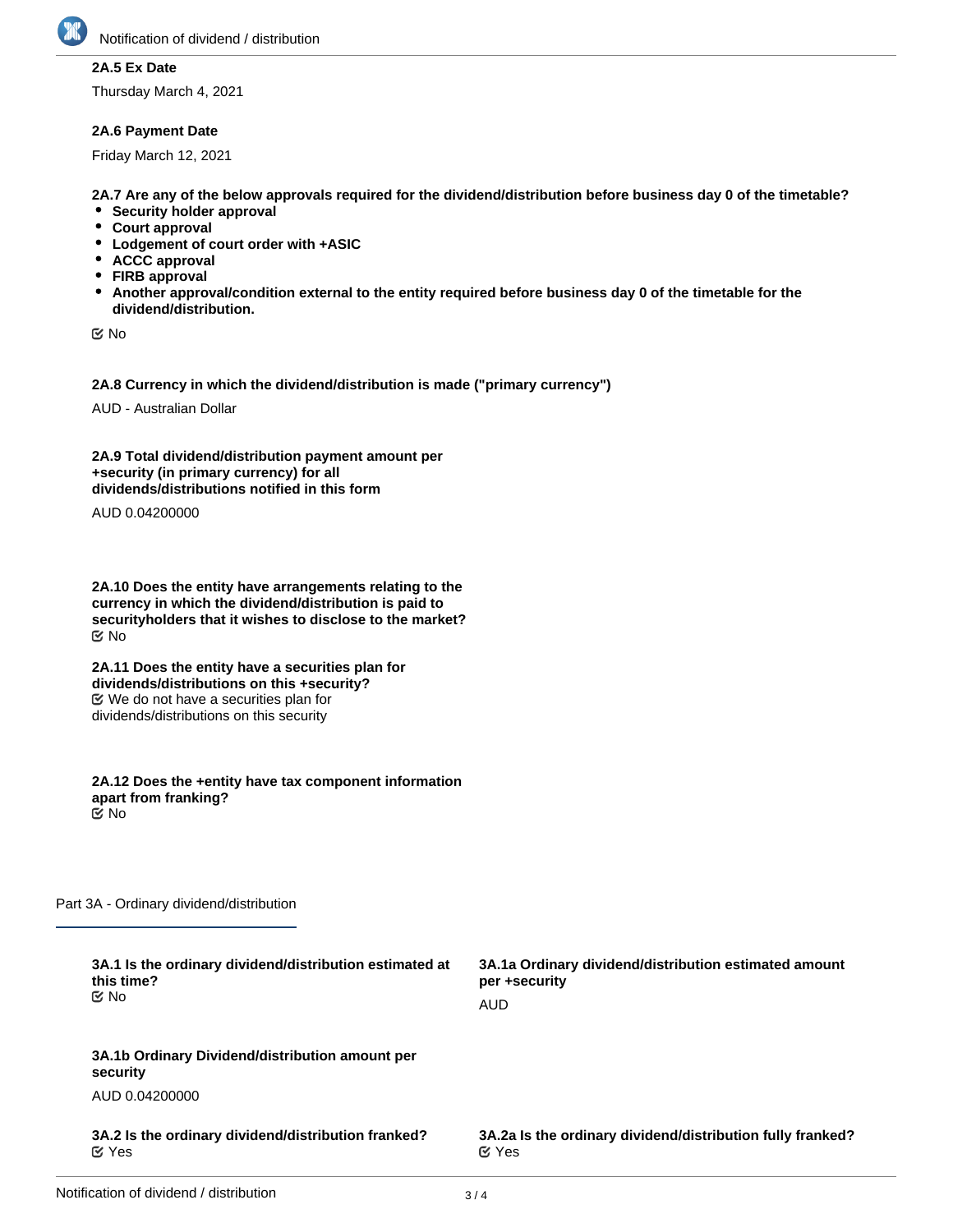**2A.5 Ex Date**

Thursday March 4, 2021

**2A.6 Payment Date**

Friday March 12, 2021

**2A.7 Are any of the below approvals required for the dividend/distribution before business day 0 of the timetable?**

- **Security holder approval**
- **Court approval**
- **Lodgement of court order with +ASIC**
- **ACCC approval**
- **FIRB approval**
- **Another approval/condition external to the entity required before business day 0 of the timetable for the dividend/distribution.**

☑ No

**2A.8 Currency in which the dividend/distribution is made ("primary currency")**

AUD - Australian Dollar

**2A.9 Total dividend/distribution payment amount per +security (in primary currency) for all dividends/distributions notified in this form**

AUD 0.04200000

**2A.10 Does the entity have arrangements relating to the currency in which the dividend/distribution is paid to securityholders that it wishes to disclose to the market?**

☑ No

**2A.11 Does the entity have a securities plan for dividends/distributions on this +security?**

☑ We do not have a securities plan for dividends/distributions on this security

**2A.12 Does the +entity have tax component information apart from franking?**

☑ No

## Part 3A - Ordinary dividend/distribution

**3A.1 Is the ordinary dividend/distribution estimated at this time?**

☑ No

**3A.1a Ordinary dividend/distribution estimated amount per +security**

AUD

**3A.1b Ordinary Dividend/distribution amount per security**

AUD 0.04200000

**3A.2 Is the ordinary dividend/distribution franked?**

☑ Yes

**3A.2a Is the ordinary dividend/distribution fully franked?**

☑ Yes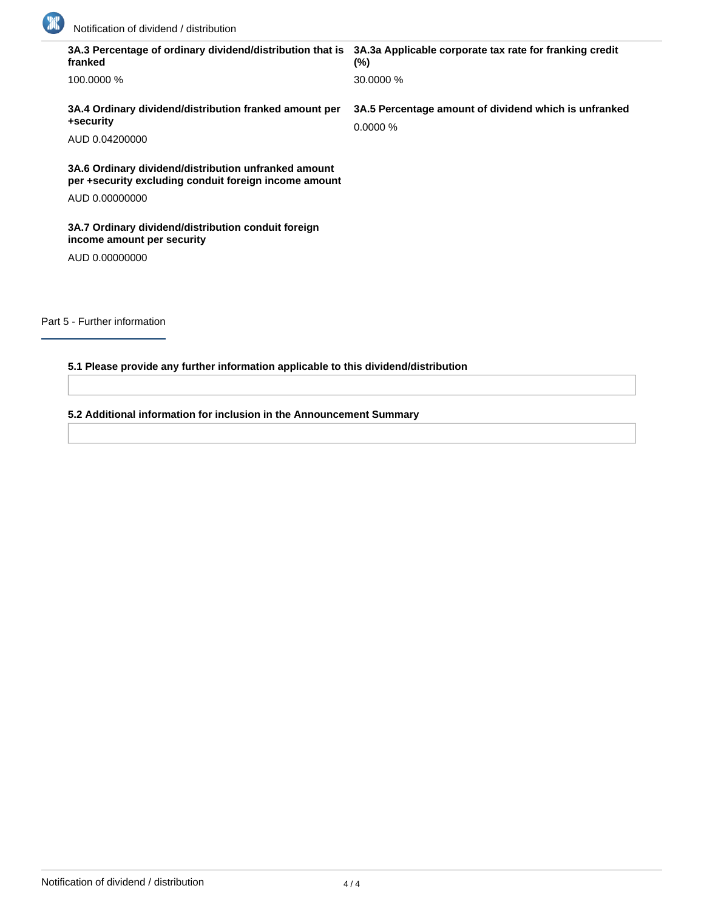**3A.3 Percentage of ordinary dividend/distribution that is franked**

100.0000 %

**3A.3a Applicable corporate tax rate for franking credit (%)**

30.0000 %

**3A.4 Ordinary dividend/distribution franked amount per +security**

AUD 0.04200000

**3A.5 Percentage amount of dividend which is unfranked**

0.0000 %

**3A.6 Ordinary dividend/distribution unfranked amount per +security excluding conduit foreign income amount**

AUD 0.00000000

**3A.7 Ordinary dividend/distribution conduit foreign income amount per security**

AUD 0.00000000

## Part 5 - Further information

**5.1 Please provide any further information applicable to this dividend/distribution**

**5.2 Additional information for inclusion in the Announcement Summary**